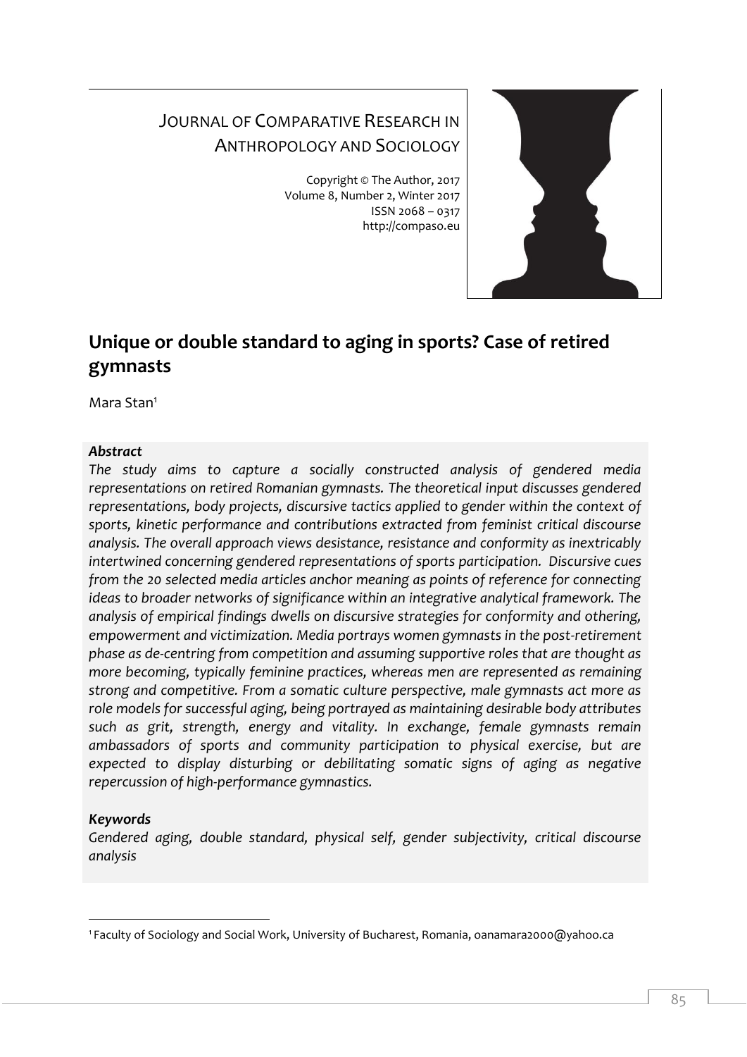JOURNAL OF COMPARATIVE RESEARCH IN ANTHROPOLOGY AND SOCIOLOGY

Copyright © The Author, 2017
Volume 8, Number 2, Winter 2017
ISSN 2068 – 0317
http://compaso.eu

# Unique or double standard to aging in sports? Case of retired gymnasts

Mara Stan[1]

### *Abstract*

*The study aims to capture a socially constructed analysis of gendered media representations on retired Romanian gymnasts. The theoretical input discusses gendered representations, body projects, discursive tactics applied to gender within the context of sports, kinetic performance and contributions extracted from feminist critical discourse analysis. The overall approach views desistance, resistance and conformity as inextricably intertwined concerning gendered representations of sports participation. Discursive cues from the 20 selected media articles anchor meaning as points of reference for connecting ideas to broader networks of significance within an integrative analytical framework. The analysis of empirical findings dwells on discursive strategies for conformity and othering, empowerment and victimization. Media portrays women gymnasts in the post-retirement phase as de-centring from competition and assuming supportive roles that are thought as more becoming, typically feminine practices, whereas men are represented as remaining strong and competitive. From a somatic culture perspective, male gymnasts act more as role models for successful aging, being portrayed as maintaining desirable body attributes such as grit, strength, energy and vitality. In exchange, female gymnasts remain ambassadors of sports and community participation to physical exercise, but are expected to display disturbing or debilitating somatic signs of aging as negative repercussion of high-performance gymnastics.*

### *Keywords*

*Gendered aging, double standard, physical self, gender subjectivity, critical discourse analysis*

---

[1] Faculty of Sociology and Social Work, University of Bucharest, Romania, oanamara2000@yahoo.ca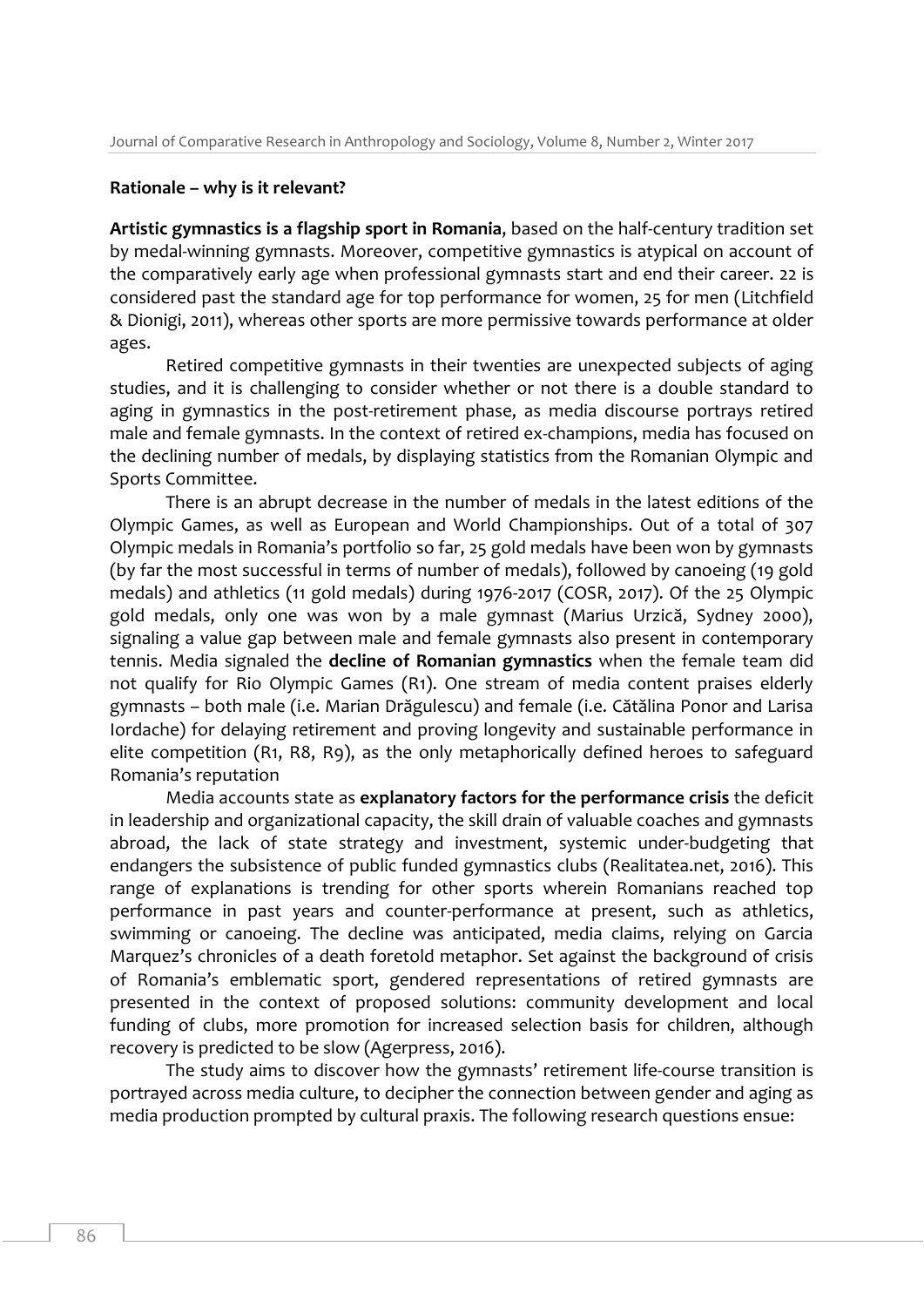**Rationale – why is it relevant?**

**Artistic gymnastics is a flagship sport in Romania**, based on the half-century tradition set by medal-winning gymnasts. Moreover, competitive gymnastics is atypical on account of the comparatively early age when professional gymnasts start and end their career. 22 is considered past the standard age for top performance for women, 25 for men (Litchfield & Dionigi, 2011), whereas other sports are more permissive towards performance at older ages.

Retired competitive gymnasts in their twenties are unexpected subjects of aging studies, and it is challenging to consider whether or not there is a double standard to aging in gymnastics in the post-retirement phase, as media discourse portrays retired male and female gymnasts. In the context of retired ex-champions, media has focused on the declining number of medals, by displaying statistics from the Romanian Olympic and Sports Committee.

There is an abrupt decrease in the number of medals in the latest editions of the Olympic Games, as well as European and World Championships. Out of a total of 307 Olympic medals in Romania's portfolio so far, 25 gold medals have been won by gymnasts (by far the most successful in terms of number of medals), followed by canoeing (19 gold medals) and athletics (11 gold medals) during 1976-2017 (COSR, 2017). Of the 25 Olympic gold medals, only one was won by a male gymnast (Marius Urzică, Sydney 2000), signaling a value gap between male and female gymnasts also present in contemporary tennis. Media signaled the **decline of Romanian gymnastics** when the female team did not qualify for Rio Olympic Games (R1). One stream of media content praises elderly gymnasts – both male (i.e. Marian Drăgulescu) and female (i.e. Cătălina Ponor and Larisa Iordache) for delaying retirement and proving longevity and sustainable performance in elite competition (R1, R8, R9), as the only metaphorically defined heroes to safeguard Romania's reputation

Media accounts state as **explanatory factors for the performance crisis** the deficit in leadership and organizational capacity, the skill drain of valuable coaches and gymnasts abroad, the lack of state strategy and investment, systemic under-budgeting that endangers the subsistence of public funded gymnastics clubs (Realitatea.net, 2016). This range of explanations is trending for other sports wherein Romanians reached top performance in past years and counter-performance at present, such as athletics, swimming or canoeing. The decline was anticipated, media claims, relying on Garcia Marquez's chronicles of a death foretold metaphor. Set against the background of crisis of Romania's emblematic sport, gendered representations of retired gymnasts are presented in the context of proposed solutions: community development and local funding of clubs, more promotion for increased selection basis for children, although recovery is predicted to be slow (Agerpress, 2016).

The study aims to discover how the gymnasts' retirement life-course transition is portrayed across media culture, to decipher the connection between gender and aging as media production prompted by cultural praxis. The following research questions ensue: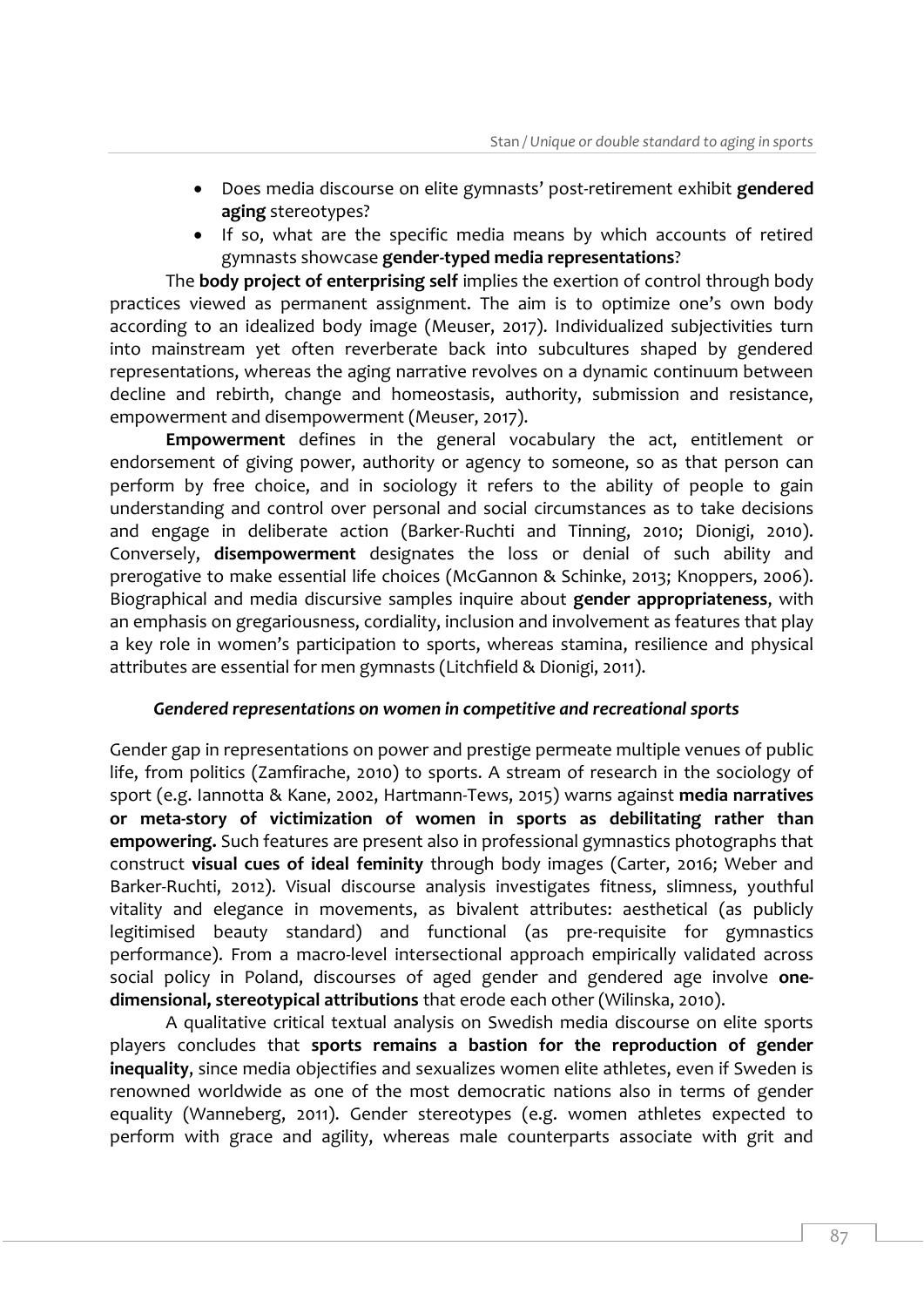- Does media discourse on elite gymnasts' post-retirement exhibit **gendered aging** stereotypes?
- If so, what are the specific media means by which accounts of retired gymnasts showcase **gender-typed media representations**?

The **body project of enterprising self** implies the exertion of control through body practices viewed as permanent assignment. The aim is to optimize one's own body according to an idealized body image (Meuser, 2017). Individualized subjectivities turn into mainstream yet often reverberate back into subcultures shaped by gendered representations, whereas the aging narrative revolves on a dynamic continuum between decline and rebirth, change and homeostasis, authority, submission and resistance, empowerment and disempowerment (Meuser, 2017).

**Empowerment** defines in the general vocabulary the act, entitlement or endorsement of giving power, authority or agency to someone, so as that person can perform by free choice, and in sociology it refers to the ability of people to gain understanding and control over personal and social circumstances as to take decisions and engage in deliberate action (Barker-Ruchti and Tinning, 2010; Dionigi, 2010). Conversely, **disempowerment** designates the loss or denial of such ability and prerogative to make essential life choices (McGannon & Schinke, 2013; Knoppers, 2006). Biographical and media discursive samples inquire about **gender appropriateness**, with an emphasis on gregariousness, cordiality, inclusion and involvement as features that play a key role in women's participation to sports, whereas stamina, resilience and physical attributes are essential for men gymnasts (Litchfield & Dionigi, 2011).

### *Gendered representations on women in competitive and recreational sports*

Gender gap in representations on power and prestige permeate multiple venues of public life, from politics (Zamfirache, 2010) to sports. A stream of research in the sociology of sport (e.g. Iannotta & Kane, 2002, Hartmann-Tews, 2015) warns against **media narratives or meta-story of victimization of women in sports as debilitating rather than empowering.** Such features are present also in professional gymnastics photographs that construct **visual cues of ideal feminity** through body images (Carter, 2016; Weber and Barker-Ruchti, 2012). Visual discourse analysis investigates fitness, slimness, youthful vitality and elegance in movements, as bivalent attributes: aesthetical (as publicly legitimised beauty standard) and functional (as pre-requisite for gymnastics performance). From a macro-level intersectional approach empirically validated across social policy in Poland, discourses of aged gender and gendered age involve **one-dimensional, stereotypical attributions** that erode each other (Wilinska, 2010).

A qualitative critical textual analysis on Swedish media discourse on elite sports players concludes that **sports remains a bastion for the reproduction of gender inequality**, since media objectifies and sexualizes women elite athletes, even if Sweden is renowned worldwide as one of the most democratic nations also in terms of gender equality (Wanneberg, 2011). Gender stereotypes (e.g. women athletes expected to perform with grace and agility, whereas male counterparts associate with grit and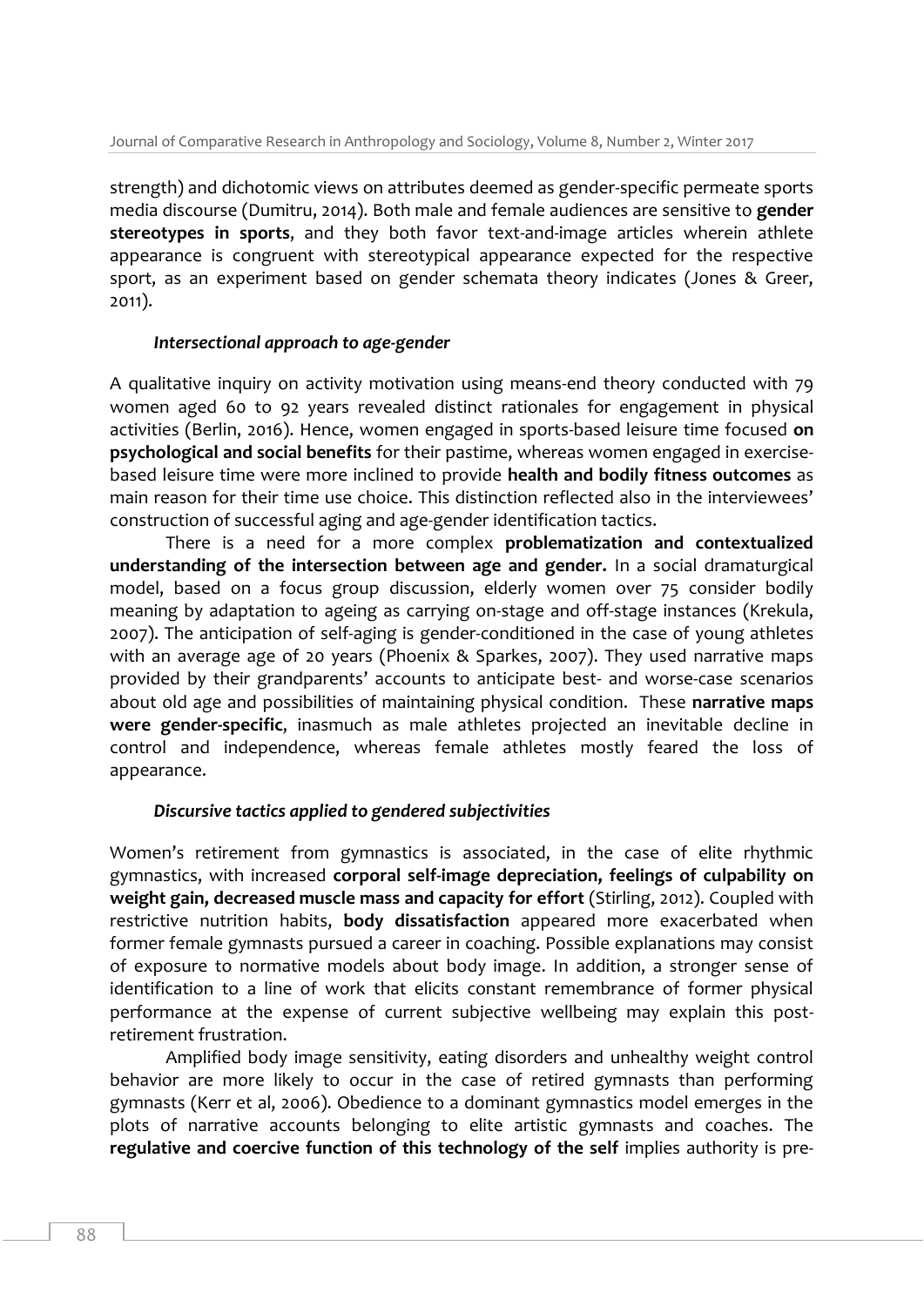strength) and dichotomic views on attributes deemed as gender-specific permeate sports media discourse (Dumitru, 2014). Both male and female audiences are sensitive to **gender stereotypes in sports**, and they both favor text-and-image articles wherein athlete appearance is congruent with stereotypical appearance expected for the respective sport, as an experiment based on gender schemata theory indicates (Jones & Greer, 2011).

### *Intersectional approach to age-gender*

A qualitative inquiry on activity motivation using means-end theory conducted with 79 women aged 60 to 92 years revealed distinct rationales for engagement in physical activities (Berlin, 2016). Hence, women engaged in sports-based leisure time focused **on psychological and social benefits** for their pastime, whereas women engaged in exercise-based leisure time were more inclined to provide **health and bodily fitness outcomes** as main reason for their time use choice. This distinction reflected also in the interviewees' construction of successful aging and age-gender identification tactics.

There is a need for a more complex **problematization and contextualized understanding of the intersection between age and gender.** In a social dramaturgical model, based on a focus group discussion, elderly women over 75 consider bodily meaning by adaptation to ageing as carrying on-stage and off-stage instances (Krekula, 2007). The anticipation of self-aging is gender-conditioned in the case of young athletes with an average age of 20 years (Phoenix & Sparkes, 2007). They used narrative maps provided by their grandparents' accounts to anticipate best- and worse-case scenarios about old age and possibilities of maintaining physical condition. These **narrative maps were gender-specific**, inasmuch as male athletes projected an inevitable decline in control and independence, whereas female athletes mostly feared the loss of appearance.

### *Discursive tactics applied to gendered subjectivities*

Women's retirement from gymnastics is associated, in the case of elite rhythmic gymnastics, with increased **corporal self-image depreciation, feelings of culpability on weight gain, decreased muscle mass and capacity for effort** (Stirling, 2012). Coupled with restrictive nutrition habits, **body dissatisfaction** appeared more exacerbated when former female gymnasts pursued a career in coaching. Possible explanations may consist of exposure to normative models about body image. In addition, a stronger sense of identification to a line of work that elicits constant remembrance of former physical performance at the expense of current subjective wellbeing may explain this post-retirement frustration.

Amplified body image sensitivity, eating disorders and unhealthy weight control behavior are more likely to occur in the case of retired gymnasts than performing gymnasts (Kerr et al, 2006). Obedience to a dominant gymnastics model emerges in the plots of narrative accounts belonging to elite artistic gymnasts and coaches. The **regulative and coercive function of this technology of the self** implies authority is pre-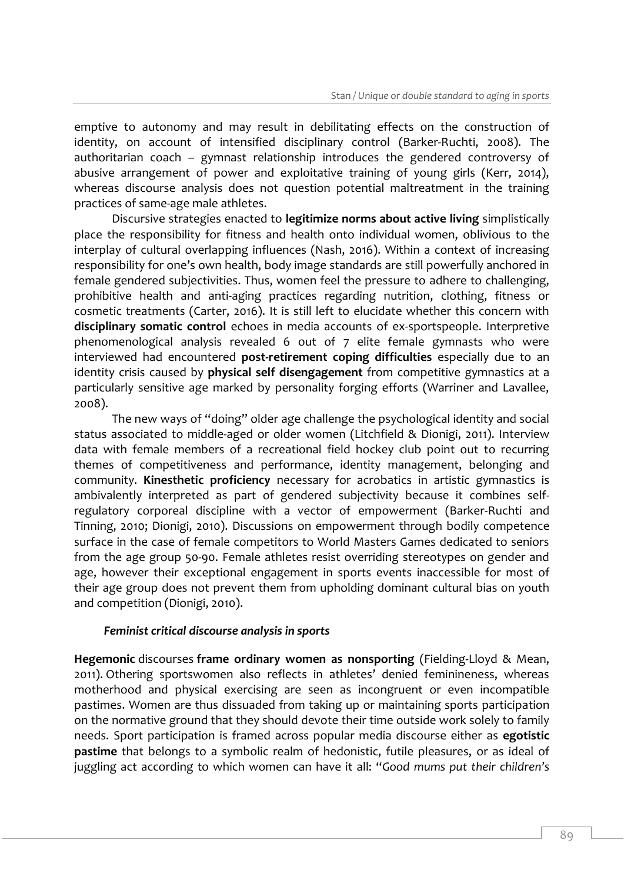emptive to autonomy and may result in debilitating effects on the construction of identity, on account of intensified disciplinary control (Barker-Ruchti, 2008). The authoritarian coach – gymnast relationship introduces the gendered controversy of abusive arrangement of power and exploitative training of young girls (Kerr, 2014), whereas discourse analysis does not question potential maltreatment in the training practices of same-age male athletes.

Discursive strategies enacted to **legitimize norms about active living** simplistically place the responsibility for fitness and health onto individual women, oblivious to the interplay of cultural overlapping influences (Nash, 2016). Within a context of increasing responsibility for one's own health, body image standards are still powerfully anchored in female gendered subjectivities. Thus, women feel the pressure to adhere to challenging, prohibitive health and anti-aging practices regarding nutrition, clothing, fitness or cosmetic treatments (Carter, 2016). It is still left to elucidate whether this concern with **disciplinary somatic control** echoes in media accounts of ex-sportspeople. Interpretive phenomenological analysis revealed 6 out of 7 elite female gymnasts who were interviewed had encountered **post-retirement coping difficulties** especially due to an identity crisis caused by **physical self disengagement** from competitive gymnastics at a particularly sensitive age marked by personality forging efforts (Warriner and Lavallee, 2008).

The new ways of "doing" older age challenge the psychological identity and social status associated to middle-aged or older women (Litchfield & Dionigi, 2011). Interview data with female members of a recreational field hockey club point out to recurring themes of competitiveness and performance, identity management, belonging and community. **Kinesthetic proficiency** necessary for acrobatics in artistic gymnastics is ambivalently interpreted as part of gendered subjectivity because it combines self-regulatory corporeal discipline with a vector of empowerment (Barker-Ruchti and Tinning, 2010; Dionigi, 2010). Discussions on empowerment through bodily competence surface in the case of female competitors to World Masters Games dedicated to seniors from the age group 50-90. Female athletes resist overriding stereotypes on gender and age, however their exceptional engagement in sports events inaccessible for most of their age group does not prevent them from upholding dominant cultural bias on youth and competition (Dionigi, 2010).

### *Feminist critical discourse analysis in sports*

**Hegemonic** discourses **frame ordinary women as nonsporting** (Fielding-Lloyd & Mean, 2011). Othering sportswomen also reflects in athletes' denied feminineness, whereas motherhood and physical exercising are seen as incongruent or even incompatible pastimes. Women are thus dissuaded from taking up or maintaining sports participation on the normative ground that they should devote their time outside work solely to family needs. Sport participation is framed across popular media discourse either as **egotistic pastime** that belongs to a symbolic realm of hedonistic, futile pleasures, or as ideal of juggling act according to which women can have it all: *"Good mums put their children's*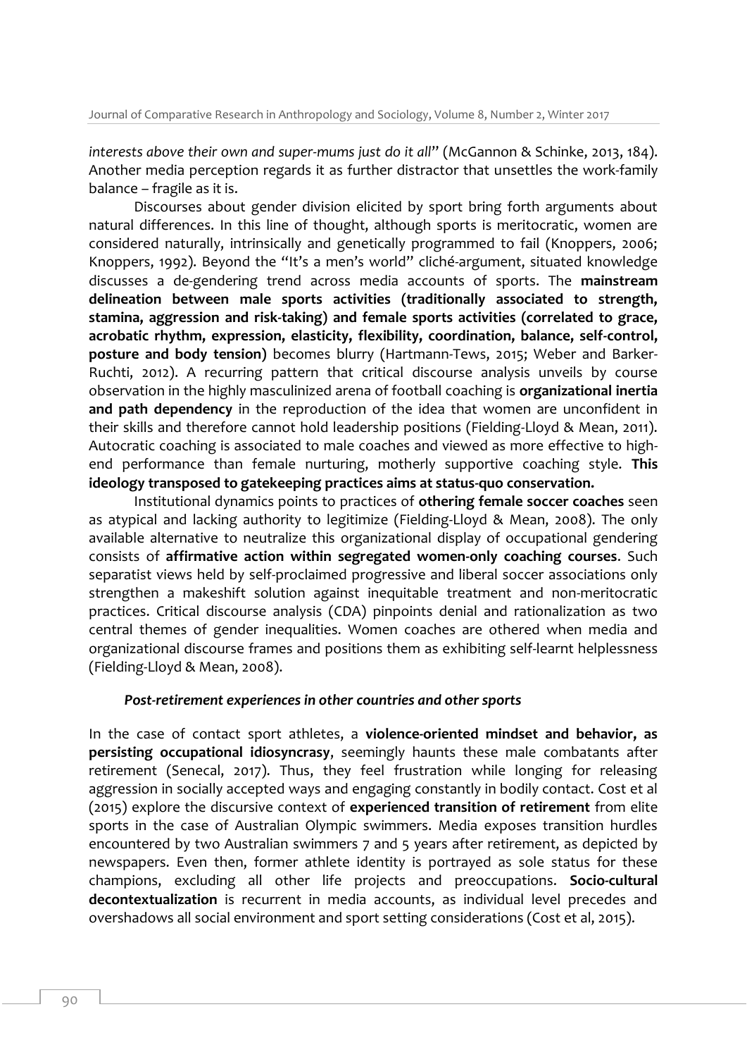*interests above their own and super-mums just do it all*" (McGannon & Schinke, 2013, 184). Another media perception regards it as further distractor that unsettles the work-family balance – fragile as it is.

Discourses about gender division elicited by sport bring forth arguments about natural differences. In this line of thought, although sports is meritocratic, women are considered naturally, intrinsically and genetically programmed to fail (Knoppers, 2006; Knoppers, 1992). Beyond the "It's a men's world" cliché-argument, situated knowledge discusses a de-gendering trend across media accounts of sports. The **mainstream delineation between male sports activities (traditionally associated to strength, stamina, aggression and risk-taking) and female sports activities (correlated to grace, acrobatic rhythm, expression, elasticity, flexibility, coordination, balance, self-control, posture and body tension)** becomes blurry (Hartmann-Tews, 2015; Weber and Barker-Ruchti, 2012). A recurring pattern that critical discourse analysis unveils by course observation in the highly masculinized arena of football coaching is **organizational inertia and path dependency** in the reproduction of the idea that women are unconfident in their skills and therefore cannot hold leadership positions (Fielding-Lloyd & Mean, 2011). Autocratic coaching is associated to male coaches and viewed as more effective to high-end performance than female nurturing, motherly supportive coaching style. **This ideology transposed to gatekeeping practices aims at status-quo conservation.**

Institutional dynamics points to practices of **othering female soccer coaches** seen as atypical and lacking authority to legitimize (Fielding-Lloyd & Mean, 2008). The only available alternative to neutralize this organizational display of occupational gendering consists of **affirmative action within segregated women-only coaching courses**. Such separatist views held by self-proclaimed progressive and liberal soccer associations only strengthen a makeshift solution against inequitable treatment and non-meritocratic practices. Critical discourse analysis (CDA) pinpoints denial and rationalization as two central themes of gender inequalities. Women coaches are othered when media and organizational discourse frames and positions them as exhibiting self-learnt helplessness (Fielding-Lloyd & Mean, 2008).

### *Post-retirement experiences in other countries and other sports*

In the case of contact sport athletes, a **violence-oriented mindset and behavior, as persisting occupational idiosyncrasy**, seemingly haunts these male combatants after retirement (Senecal, 2017). Thus, they feel frustration while longing for releasing aggression in socially accepted ways and engaging constantly in bodily contact. Cost et al (2015) explore the discursive context of **experienced transition of retirement** from elite sports in the case of Australian Olympic swimmers. Media exposes transition hurdles encountered by two Australian swimmers 7 and 5 years after retirement, as depicted by newspapers. Even then, former athlete identity is portrayed as sole status for these champions, excluding all other life projects and preoccupations. **Socio-cultural decontextualization** is recurrent in media accounts, as individual level precedes and overshadows all social environment and sport setting considerations (Cost et al, 2015).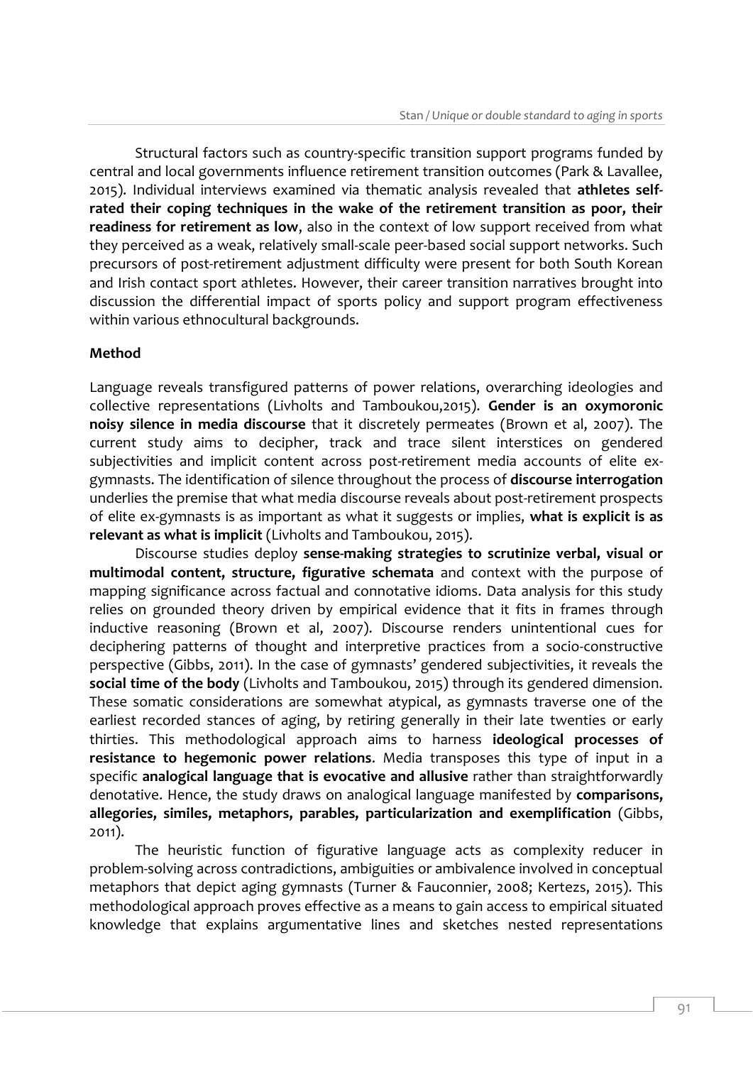Structural factors such as country-specific transition support programs funded by central and local governments influence retirement transition outcomes (Park & Lavallee, 2015). Individual interviews examined via thematic analysis revealed that **athletes self-rated their coping techniques in the wake of the retirement transition as poor, their readiness for retirement as low**, also in the context of low support received from what they perceived as a weak, relatively small-scale peer-based social support networks. Such precursors of post-retirement adjustment difficulty were present for both South Korean and Irish contact sport athletes. However, their career transition narratives brought into discussion the differential impact of sports policy and support program effectiveness within various ethnocultural backgrounds.

**Method**

Language reveals transfigured patterns of power relations, overarching ideologies and collective representations (Livholts and Tamboukou,2015). **Gender is an oxymoronic noisy silence in media discourse** that it discretely permeates (Brown et al, 2007). The current study aims to decipher, track and trace silent interstices on gendered subjectivities and implicit content across post-retirement media accounts of elite ex-gymnasts. The identification of silence throughout the process of **discourse interrogation** underlies the premise that what media discourse reveals about post-retirement prospects of elite ex-gymnasts is as important as what it suggests or implies, **what is explicit is as relevant as what is implicit** (Livholts and Tamboukou, 2015).

Discourse studies deploy **sense-making strategies to scrutinize verbal, visual or multimodal content, structure, figurative schemata** and context with the purpose of mapping significance across factual and connotative idioms. Data analysis for this study relies on grounded theory driven by empirical evidence that it fits in frames through inductive reasoning (Brown et al, 2007). Discourse renders unintentional cues for deciphering patterns of thought and interpretive practices from a socio-constructive perspective (Gibbs, 2011). In the case of gymnasts' gendered subjectivities, it reveals the **social time of the body** (Livholts and Tamboukou, 2015) through its gendered dimension. These somatic considerations are somewhat atypical, as gymnasts traverse one of the earliest recorded stances of aging, by retiring generally in their late twenties or early thirties. This methodological approach aims to harness **ideological processes of resistance to hegemonic power relations**. Media transposes this type of input in a specific **analogical language that is evocative and allusive** rather than straightforwardly denotative. Hence, the study draws on analogical language manifested by **comparisons, allegories, similes, metaphors, parables, particularization and exemplification** (Gibbs, 2011).

The heuristic function of figurative language acts as complexity reducer in problem-solving across contradictions, ambiguities or ambivalence involved in conceptual metaphors that depict aging gymnasts (Turner & Fauconnier, 2008; Kertezs, 2015). This methodological approach proves effective as a means to gain access to empirical situated knowledge that explains argumentative lines and sketches nested representations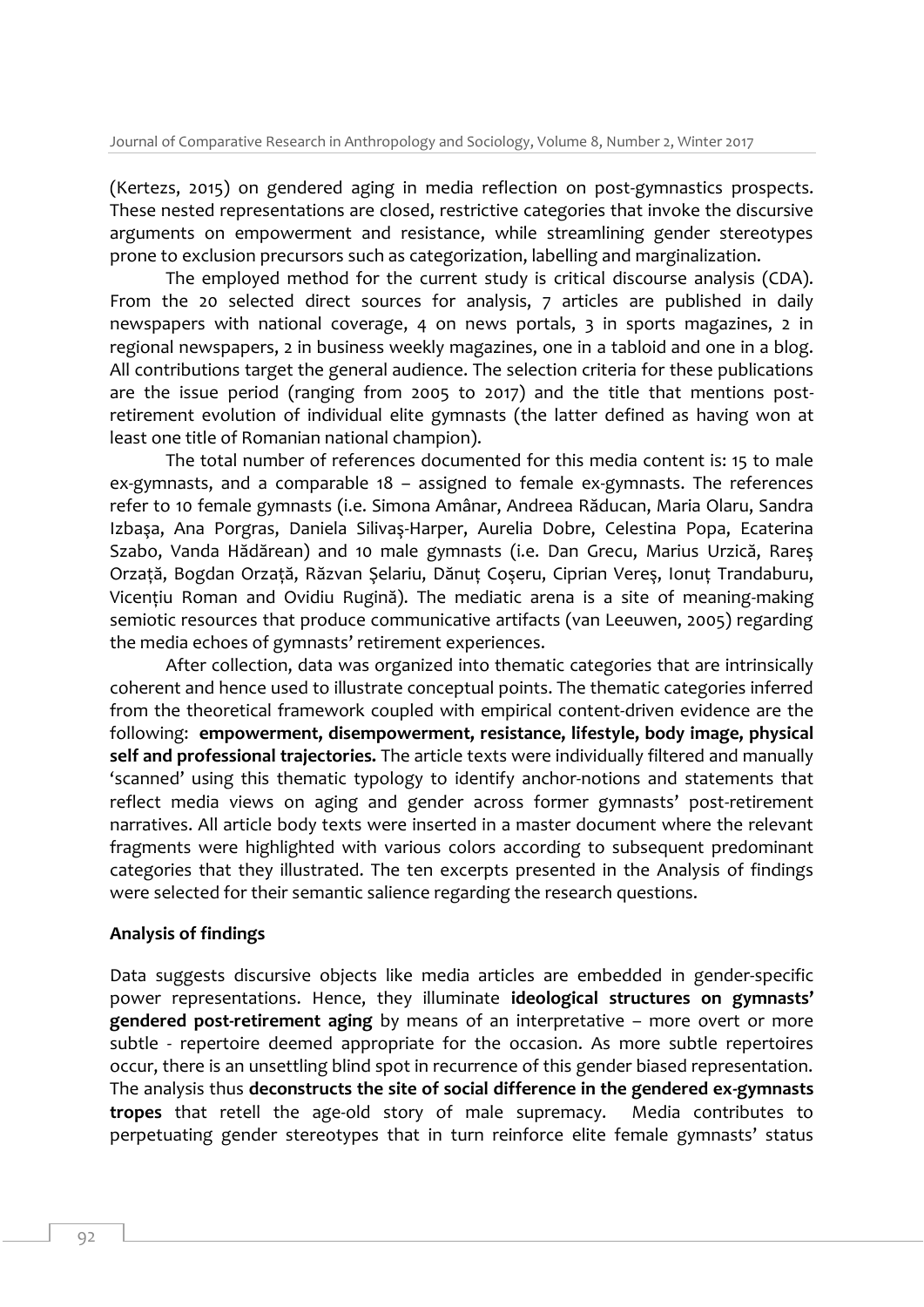(Kertezs, 2015) on gendered aging in media reflection on post-gymnastics prospects. These nested representations are closed, restrictive categories that invoke the discursive arguments on empowerment and resistance, while streamlining gender stereotypes prone to exclusion precursors such as categorization, labelling and marginalization.

The employed method for the current study is critical discourse analysis (CDA). From the 20 selected direct sources for analysis, 7 articles are published in daily newspapers with national coverage, 4 on news portals, 3 in sports magazines, 2 in regional newspapers, 2 in business weekly magazines, one in a tabloid and one in a blog. All contributions target the general audience. The selection criteria for these publications are the issue period (ranging from 2005 to 2017) and the title that mentions post-retirement evolution of individual elite gymnasts (the latter defined as having won at least one title of Romanian national champion).

The total number of references documented for this media content is: 15 to male ex-gymnasts, and a comparable 18 – assigned to female ex-gymnasts. The references refer to 10 female gymnasts (i.e. Simona Amânar, Andreea Răducan, Maria Olaru, Sandra Izbaşa, Ana Porgras, Daniela Silivaş-Harper, Aurelia Dobre, Celestina Popa, Ecaterina Szabo, Vanda Hădărean) and 10 male gymnasts (i.e. Dan Grecu, Marius Urzică, Rareş Orzață, Bogdan Orzață, Răzvan Şelariu, Dănuț Coşeru, Ciprian Vereş, Ionuț Trandaburu, Vicențiu Roman and Ovidiu Rugină). The mediatic arena is a site of meaning-making semiotic resources that produce communicative artifacts (van Leeuwen, 2005) regarding the media echoes of gymnasts' retirement experiences.

After collection, data was organized into thematic categories that are intrinsically coherent and hence used to illustrate conceptual points. The thematic categories inferred from the theoretical framework coupled with empirical content-driven evidence are the following: **empowerment, disempowerment, resistance, lifestyle, body image, physical self and professional trajectories.** The article texts were individually filtered and manually 'scanned' using this thematic typology to identify anchor-notions and statements that reflect media views on aging and gender across former gymnasts' post-retirement narratives. All article body texts were inserted in a master document where the relevant fragments were highlighted with various colors according to subsequent predominant categories that they illustrated. The ten excerpts presented in the Analysis of findings were selected for their semantic salience regarding the research questions.

**Analysis of findings**

Data suggests discursive objects like media articles are embedded in gender-specific power representations. Hence, they illuminate **ideological structures on gymnasts' gendered post-retirement aging** by means of an interpretative – more overt or more subtle - repertoire deemed appropriate for the occasion. As more subtle repertoires occur, there is an unsettling blind spot in recurrence of this gender biased representation. The analysis thus **deconstructs the site of social difference in the gendered ex-gymnasts tropes** that retell the age-old story of male supremacy. Media contributes to perpetuating gender stereotypes that in turn reinforce elite female gymnasts' status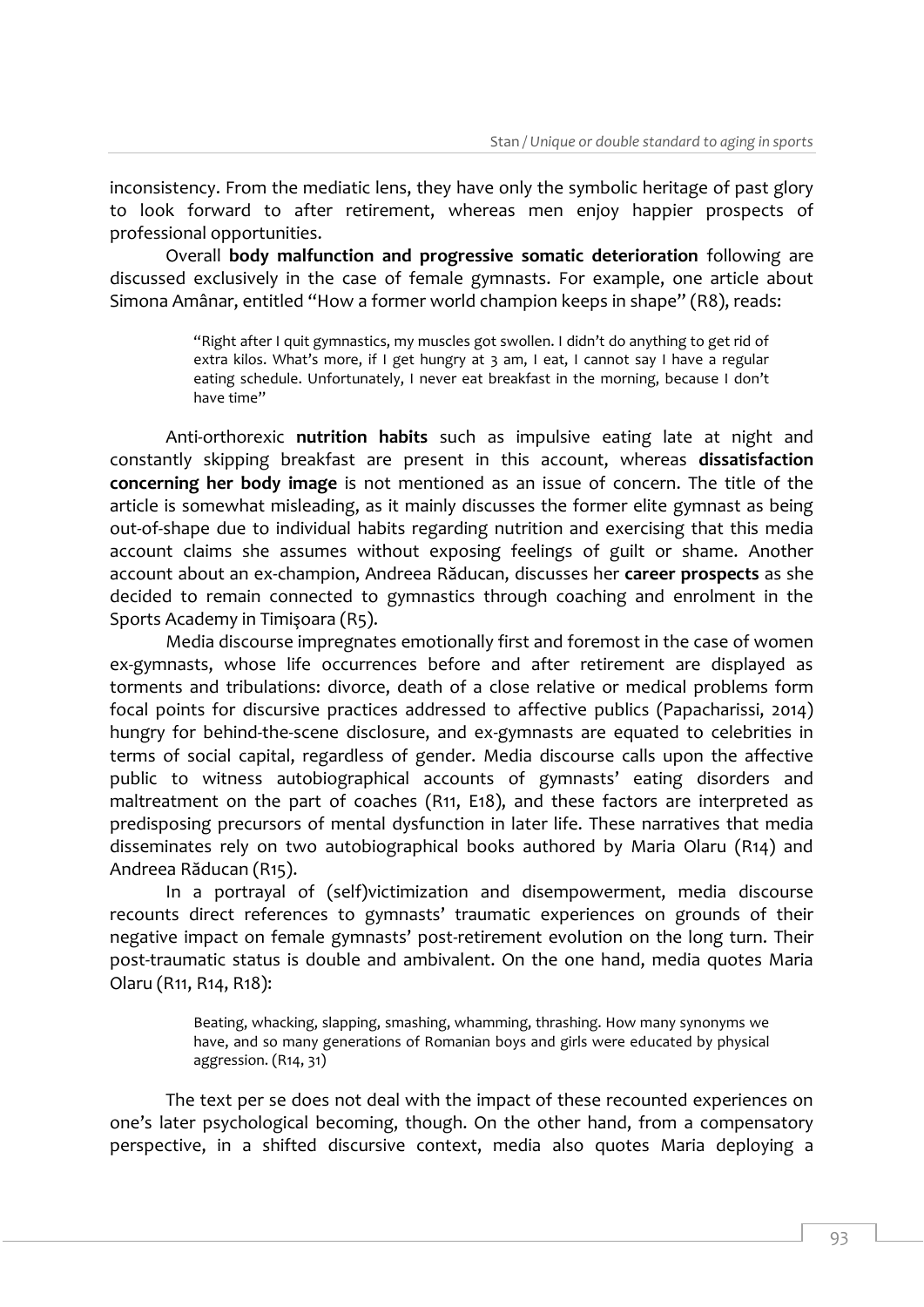inconsistency. From the mediatic lens, they have only the symbolic heritage of past glory to look forward to after retirement, whereas men enjoy happier prospects of professional opportunities.

Overall **body malfunction and progressive somatic deterioration** following are discussed exclusively in the case of female gymnasts. For example, one article about Simona Amânar, entitled "How a former world champion keeps in shape" (R8), reads:

> "Right after I quit gymnastics, my muscles got swollen. I didn't do anything to get rid of extra kilos. What's more, if I get hungry at 3 am, I eat, I cannot say I have a regular eating schedule. Unfortunately, I never eat breakfast in the morning, because I don't have time"

Anti-orthorexic **nutrition habits** such as impulsive eating late at night and constantly skipping breakfast are present in this account, whereas **dissatisfaction concerning her body image** is not mentioned as an issue of concern. The title of the article is somewhat misleading, as it mainly discusses the former elite gymnast as being out-of-shape due to individual habits regarding nutrition and exercising that this media account claims she assumes without exposing feelings of guilt or shame. Another account about an ex-champion, Andreea Răducan, discusses her **career prospects** as she decided to remain connected to gymnastics through coaching and enrolment in the Sports Academy in Timişoara (R5).

Media discourse impregnates emotionally first and foremost in the case of women ex-gymnasts, whose life occurrences before and after retirement are displayed as torments and tribulations: divorce, death of a close relative or medical problems form focal points for discursive practices addressed to affective publics (Papacharissi, 2014) hungry for behind-the-scene disclosure, and ex-gymnasts are equated to celebrities in terms of social capital, regardless of gender. Media discourse calls upon the affective public to witness autobiographical accounts of gymnasts' eating disorders and maltreatment on the part of coaches (R11, E18), and these factors are interpreted as predisposing precursors of mental dysfunction in later life. These narratives that media disseminates rely on two autobiographical books authored by Maria Olaru (R14) and Andreea Răducan (R15).

In a portrayal of (self)victimization and disempowerment, media discourse recounts direct references to gymnasts' traumatic experiences on grounds of their negative impact on female gymnasts' post-retirement evolution on the long turn. Their post-traumatic status is double and ambivalent. On the one hand, media quotes Maria Olaru (R11, R14, R18):

> Beating, whacking, slapping, smashing, whamming, thrashing. How many synonyms we have, and so many generations of Romanian boys and girls were educated by physical aggression. (R14, 31)

The text per se does not deal with the impact of these recounted experiences on one's later psychological becoming, though. On the other hand, from a compensatory perspective, in a shifted discursive context, media also quotes Maria deploying a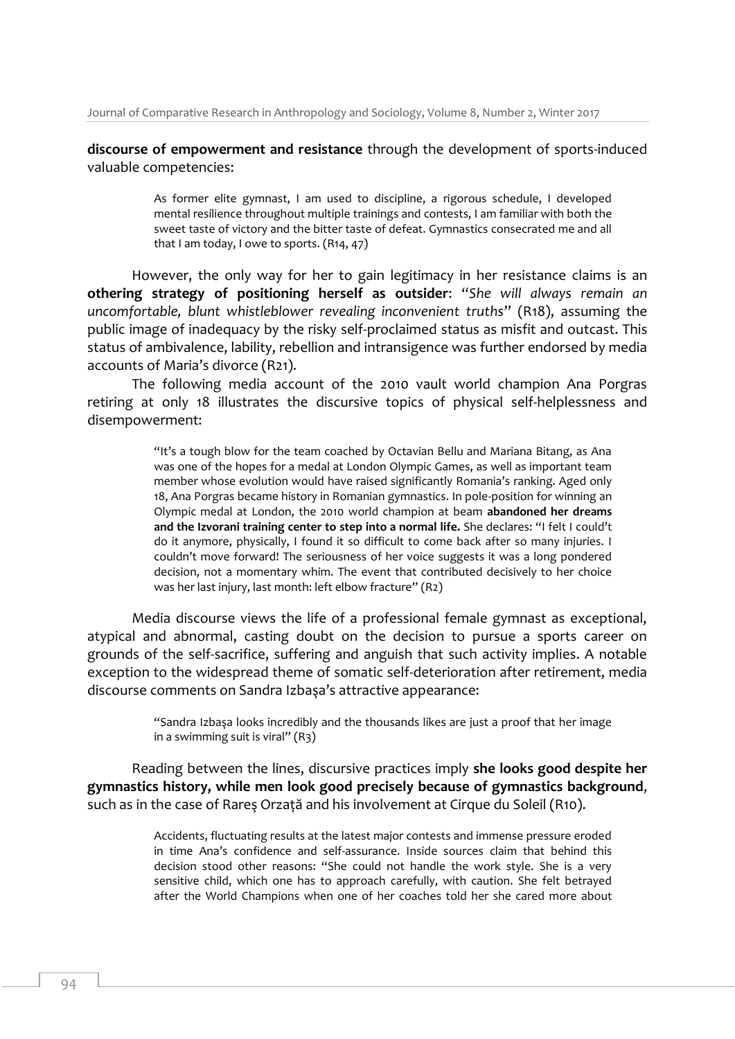**discourse of empowerment and resistance** through the development of sports-induced valuable competencies:

> As former elite gymnast, I am used to discipline, a rigorous schedule, I developed mental resilience throughout multiple trainings and contests, I am familiar with both the sweet taste of victory and the bitter taste of defeat. Gymnastics consecrated me and all that I am today, I owe to sports. (R14, 47)

However, the only way for her to gain legitimacy in her resistance claims is an **othering strategy of positioning herself as outsider**: "*She will always remain an uncomfortable, blunt whistleblower revealing inconvenient truths*" (R18), assuming the public image of inadequacy by the risky self-proclaimed status as misfit and outcast. This status of ambivalence, lability, rebellion and intransigence was further endorsed by media accounts of Maria's divorce (R21).

The following media account of the 2010 vault world champion Ana Porgras retiring at only 18 illustrates the discursive topics of physical self-helplessness and disempowerment:

> "It's a tough blow for the team coached by Octavian Bellu and Mariana Bitang, as Ana was one of the hopes for a medal at London Olympic Games, as well as important team member whose evolution would have raised significantly Romania's ranking. Aged only 18, Ana Porgras became history in Romanian gymnastics. In pole-position for winning an Olympic medal at London, the 2010 world champion at beam **abandoned her dreams and the Izvorani training center to step into a normal life.** She declares: "I felt I could't do it anymore, physically, I found it so difficult to come back after so many injuries. I couldn't move forward! The seriousness of her voice suggests it was a long pondered decision, not a momentary whim. The event that contributed decisively to her choice was her last injury, last month: left elbow fracture" (R2)

Media discourse views the life of a professional female gymnast as exceptional, atypical and abnormal, casting doubt on the decision to pursue a sports career on grounds of the self-sacrifice, suffering and anguish that such activity implies. A notable exception to the widespread theme of somatic self-deterioration after retirement, media discourse comments on Sandra Izbaşa's attractive appearance:

> "Sandra Izbaşa looks incredibly and the thousands likes are just a proof that her image in a swimming suit is viral" (R3)

Reading between the lines, discursive practices imply **she looks good despite her gymnastics history, while men look good precisely because of gymnastics background**, such as in the case of Rareş Orzaţă and his involvement at Cirque du Soleil (R10).

> Accidents, fluctuating results at the latest major contests and immense pressure eroded in time Ana's confidence and self-assurance. Inside sources claim that behind this decision stood other reasons: "She could not handle the work style. She is a very sensitive child, which one has to approach carefully, with caution. She felt betrayed after the World Champions when one of her coaches told her she cared more about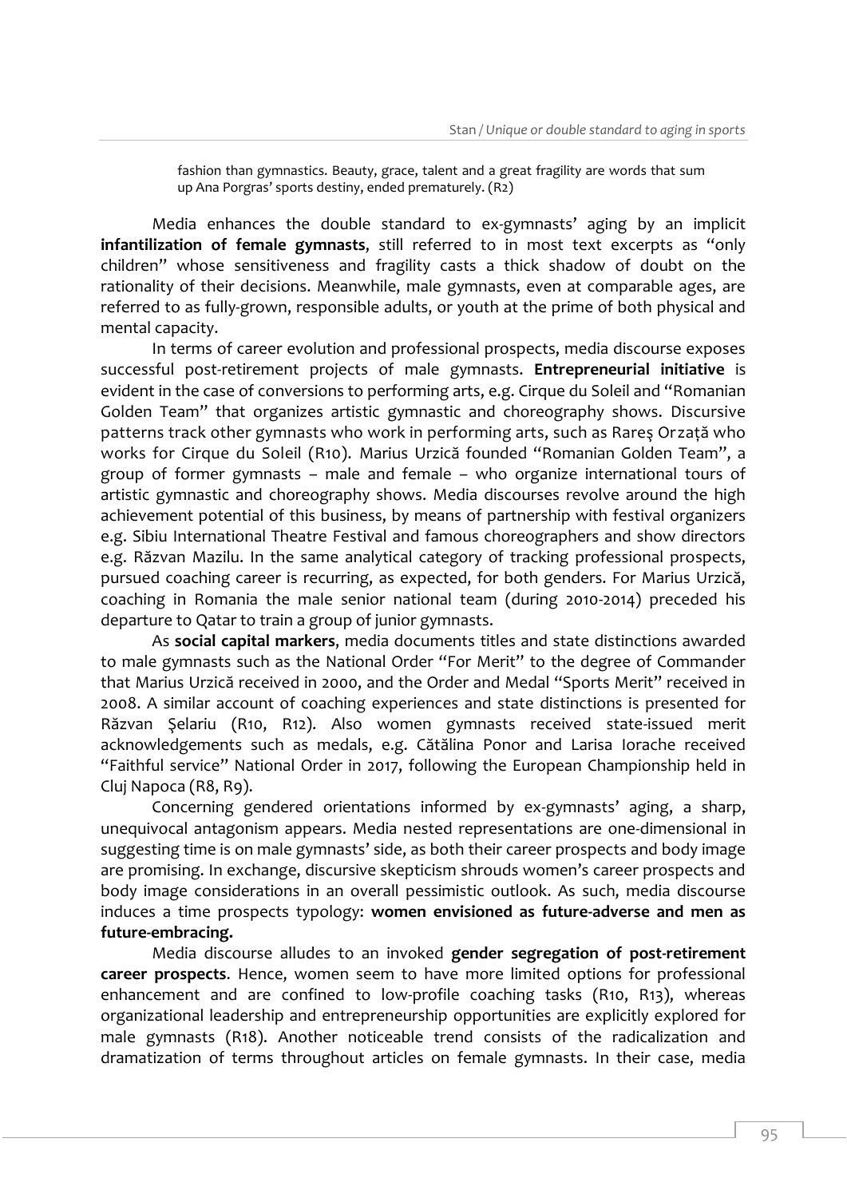> fashion than gymnastics. Beauty, grace, talent and a great fragility are words that sum up Ana Porgras' sports destiny, ended prematurely. (R2)

Media enhances the double standard to ex-gymnasts' aging by an implicit **infantilization of female gymnasts**, still referred to in most text excerpts as "only children" whose sensitiveness and fragility casts a thick shadow of doubt on the rationality of their decisions. Meanwhile, male gymnasts, even at comparable ages, are referred to as fully-grown, responsible adults, or youth at the prime of both physical and mental capacity.

In terms of career evolution and professional prospects, media discourse exposes successful post-retirement projects of male gymnasts. **Entrepreneurial initiative** is evident in the case of conversions to performing arts, e.g. Cirque du Soleil and "Romanian Golden Team" that organizes artistic gymnastic and choreography shows. Discursive patterns track other gymnasts who work in performing arts, such as Rareș Orzață who works for Cirque du Soleil (R10). Marius Urzică founded "Romanian Golden Team", a group of former gymnasts – male and female – who organize international tours of artistic gymnastic and choreography shows. Media discourses revolve around the high achievement potential of this business, by means of partnership with festival organizers e.g. Sibiu International Theatre Festival and famous choreographers and show directors e.g. Răzvan Mazilu. In the same analytical category of tracking professional prospects, pursued coaching career is recurring, as expected, for both genders. For Marius Urzică, coaching in Romania the male senior national team (during 2010-2014) preceded his departure to Qatar to train a group of junior gymnasts.

As **social capital markers**, media documents titles and state distinctions awarded to male gymnasts such as the National Order "For Merit" to the degree of Commander that Marius Urzică received in 2000, and the Order and Medal "Sports Merit" received in 2008. A similar account of coaching experiences and state distinctions is presented for Răzvan Șelariu (R10, R12). Also women gymnasts received state-issued merit acknowledgements such as medals, e.g. Cătălina Ponor and Larisa Iorache received "Faithful service" National Order in 2017, following the European Championship held in Cluj Napoca (R8, R9).

Concerning gendered orientations informed by ex-gymnasts' aging, a sharp, unequivocal antagonism appears. Media nested representations are one-dimensional in suggesting time is on male gymnasts' side, as both their career prospects and body image are promising. In exchange, discursive skepticism shrouds women's career prospects and body image considerations in an overall pessimistic outlook. As such, media discourse induces a time prospects typology: **women envisioned as future-adverse and men as future-embracing.**

Media discourse alludes to an invoked **gender segregation of post-retirement career prospects**. Hence, women seem to have more limited options for professional enhancement and are confined to low-profile coaching tasks (R10, R13), whereas organizational leadership and entrepreneurship opportunities are explicitly explored for male gymnasts (R18). Another noticeable trend consists of the radicalization and dramatization of terms throughout articles on female gymnasts. In their case, media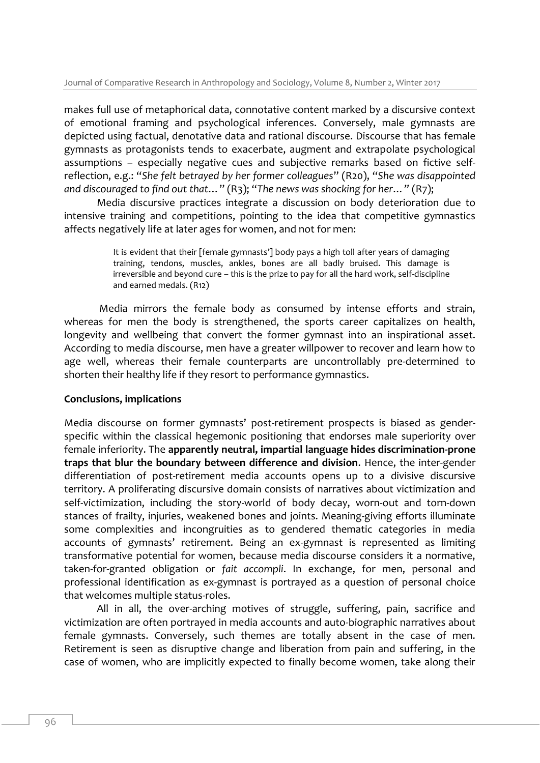makes full use of metaphorical data, connotative content marked by a discursive context of emotional framing and psychological inferences. Conversely, male gymnasts are depicted using factual, denotative data and rational discourse. Discourse that has female gymnasts as protagonists tends to exacerbate, augment and extrapolate psychological assumptions – especially negative cues and subjective remarks based on fictive self-reflection, e.g.: "*She felt betrayed by her former colleagues*" (R20), "*She was disappointed and discouraged to find out that…*" (R3); "*The news was shocking for her…*" (R7);

Media discursive practices integrate a discussion on body deterioration due to intensive training and competitions, pointing to the idea that competitive gymnastics affects negatively life at later ages for women, and not for men:

> It is evident that their [female gymnasts'] body pays a high toll after years of damaging training, tendons, muscles, ankles, bones are all badly bruised. This damage is irreversible and beyond cure – this is the prize to pay for all the hard work, self-discipline and earned medals. (R12)

Media mirrors the female body as consumed by intense efforts and strain, whereas for men the body is strengthened, the sports career capitalizes on health, longevity and wellbeing that convert the former gymnast into an inspirational asset. According to media discourse, men have a greater willpower to recover and learn how to age well, whereas their female counterparts are uncontrollably pre-determined to shorten their healthy life if they resort to performance gymnastics.

**Conclusions, implications**

Media discourse on former gymnasts' post-retirement prospects is biased as gender-specific within the classical hegemonic positioning that endorses male superiority over female inferiority. The **apparently neutral, impartial language hides discrimination-prone traps that blur the boundary between difference and division**. Hence, the inter-gender differentiation of post-retirement media accounts opens up to a divisive discursive territory. A proliferating discursive domain consists of narratives about victimization and self-victimization, including the story-world of body decay, worn-out and torn-down stances of frailty, injuries, weakened bones and joints. Meaning-giving efforts illuminate some complexities and incongruities as to gendered thematic categories in media accounts of gymnasts' retirement. Being an ex-gymnast is represented as limiting transformative potential for women, because media discourse considers it a normative, taken-for-granted obligation or *fait accompli*. In exchange, for men, personal and professional identification as ex-gymnast is portrayed as a question of personal choice that welcomes multiple status-roles.

All in all, the over-arching motives of struggle, suffering, pain, sacrifice and victimization are often portrayed in media accounts and auto-biographic narratives about female gymnasts. Conversely, such themes are totally absent in the case of men. Retirement is seen as disruptive change and liberation from pain and suffering, in the case of women, who are implicitly expected to finally become women, take along their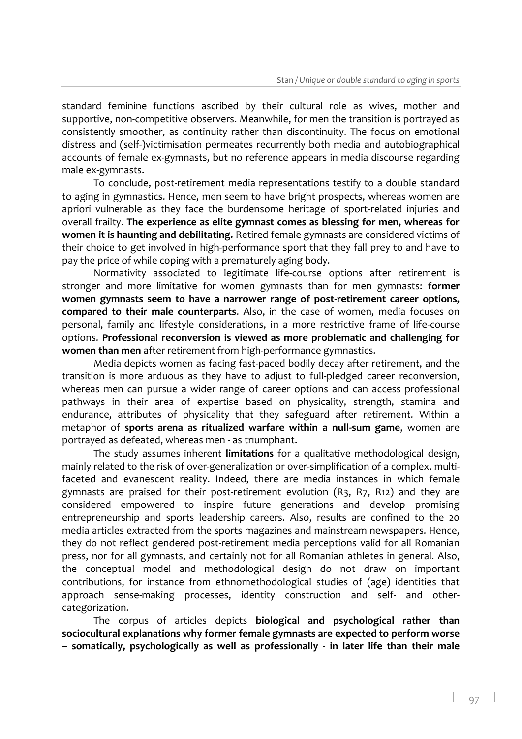standard feminine functions ascribed by their cultural role as wives, mother and supportive, non-competitive observers. Meanwhile, for men the transition is portrayed as consistently smoother, as continuity rather than discontinuity. The focus on emotional distress and (self-)victimisation permeates recurrently both media and autobiographical accounts of female ex-gymnasts, but no reference appears in media discourse regarding male ex-gymnasts.

To conclude, post-retirement media representations testify to a double standard to aging in gymnastics. Hence, men seem to have bright prospects, whereas women are apriori vulnerable as they face the burdensome heritage of sport-related injuries and overall frailty. **The experience as elite gymnast comes as blessing for men, whereas for women it is haunting and debilitating.** Retired female gymnasts are considered victims of their choice to get involved in high-performance sport that they fall prey to and have to pay the price of while coping with a prematurely aging body.

Normativity associated to legitimate life-course options after retirement is stronger and more limitative for women gymnasts than for men gymnasts: **former women gymnasts seem to have a narrower range of post-retirement career options, compared to their male counterparts**. Also, in the case of women, media focuses on personal, family and lifestyle considerations, in a more restrictive frame of life-course options. **Professional reconversion is viewed as more problematic and challenging for women than men** after retirement from high-performance gymnastics.

Media depicts women as facing fast-paced bodily decay after retirement, and the transition is more arduous as they have to adjust to full-pledged career reconversion, whereas men can pursue a wider range of career options and can access professional pathways in their area of expertise based on physicality, strength, stamina and endurance, attributes of physicality that they safeguard after retirement. Within a metaphor of **sports arena as ritualized warfare within a null-sum game**, women are portrayed as defeated, whereas men - as triumphant.

The study assumes inherent **limitations** for a qualitative methodological design, mainly related to the risk of over-generalization or over-simplification of a complex, multi-faceted and evanescent reality. Indeed, there are media instances in which female gymnasts are praised for their post-retirement evolution (R3, R7, R12) and they are considered empowered to inspire future generations and develop promising entrepreneurship and sports leadership careers. Also, results are confined to the 20 media articles extracted from the sports magazines and mainstream newspapers. Hence, they do not reflect gendered post-retirement media perceptions valid for all Romanian press, nor for all gymnasts, and certainly not for all Romanian athletes in general. Also, the conceptual model and methodological design do not draw on important contributions, for instance from ethnomethodological studies of (age) identities that approach sense-making processes, identity construction and self- and other-categorization.

The corpus of articles depicts **biological and psychological rather than sociocultural explanations why former female gymnasts are expected to perform worse – somatically, psychologically as well as professionally - in later life than their male**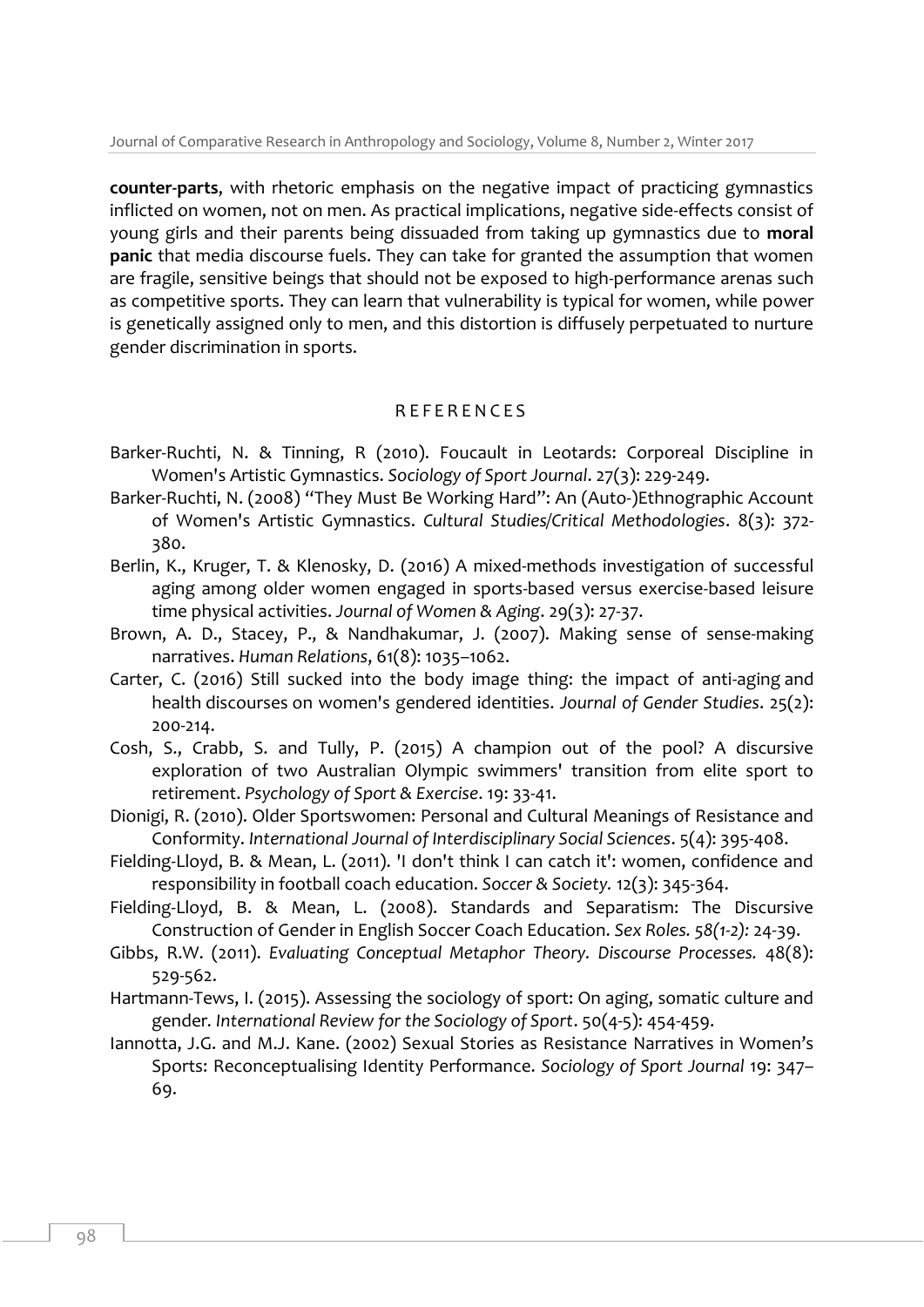**counter-parts**, with rhetoric emphasis on the negative impact of practicing gymnastics inflicted on women, not on men. As practical implications, negative side-effects consist of young girls and their parents being dissuaded from taking up gymnastics due to **moral panic** that media discourse fuels. They can take for granted the assumption that women are fragile, sensitive beings that should not be exposed to high-performance arenas such as competitive sports. They can learn that vulnerability is typical for women, while power is genetically assigned only to men, and this distortion is diffusely perpetuated to nurture gender discrimination in sports.

## REFERENCES

Barker-Ruchti, N. & Tinning, R (2010). Foucault in Leotards: Corporeal Discipline in Women's Artistic Gymnastics. *Sociology of Sport Journal*. 27(3): 229-249.

Barker-Ruchti, N. (2008) "They Must Be Working Hard": An (Auto-)Ethnographic Account of Women's Artistic Gymnastics. *Cultural Studies/Critical Methodologies*. 8(3): 372-380.

Berlin, K., Kruger, T. & Klenosky, D. (2016) A mixed-methods investigation of successful aging among older women engaged in sports-based versus exercise-based leisure time physical activities. *Journal of Women & Aging*. 29(3): 27-37.

Brown, A. D., Stacey, P., & Nandhakumar, J. (2007). Making sense of sense-making narratives. *Human Relations*, 61(8): 1035–1062.

Carter, C. (2016) Still sucked into the body image thing: the impact of anti-aging and health discourses on women's gendered identities. *Journal of Gender Studies*. 25(2): 200-214.

Cosh, S., Crabb, S. and Tully, P. (2015) A champion out of the pool? A discursive exploration of two Australian Olympic swimmers' transition from elite sport to retirement. *Psychology of Sport & Exercise*. 19: 33-41.

Dionigi, R. (2010). Older Sportswomen: Personal and Cultural Meanings of Resistance and Conformity. *International Journal of Interdisciplinary Social Sciences*. 5(4): 395-408.

Fielding-Lloyd, B. & Mean, L. (2011). 'I don't think I can catch it': women, confidence and responsibility in football coach education. *Soccer & Society.* 12(3): 345-364.

Fielding-Lloyd, B. & Mean, L. (2008). Standards and Separatism: The Discursive Construction of Gender in English Soccer Coach Education. *Sex Roles. 58(1-2):* 24-39.

Gibbs, R.W. (2011). *Evaluating Conceptual Metaphor Theory. Discourse Processes.* 48(8): 529-562.

Hartmann-Tews, I. (2015). Assessing the sociology of sport: On aging, somatic culture and gender. *International Review for the Sociology of Sport*. 50(4-5): 454-459.

Iannotta, J.G. and M.J. Kane. (2002) Sexual Stories as Resistance Narratives in Women's Sports: Reconceptualising Identity Performance. *Sociology of Sport Journal* 19: 347–69.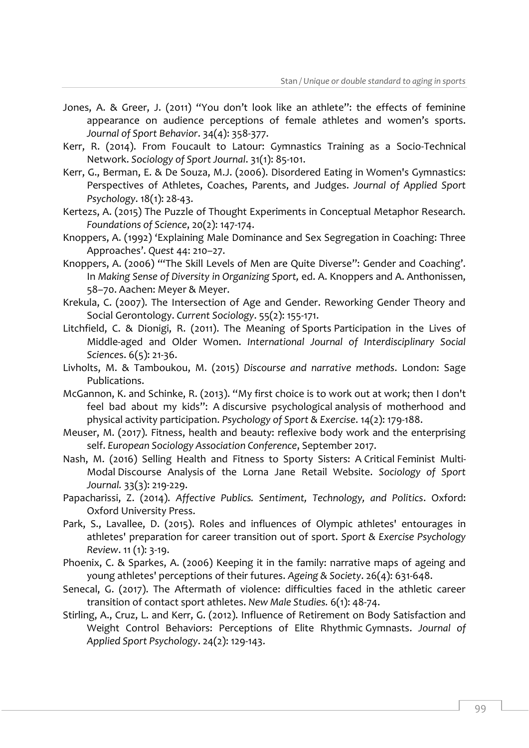Jones, A. & Greer, J. (2011) "You don't look like an athlete": the effects of feminine appearance on audience perceptions of female athletes and women's sports. *Journal of Sport Behavior*. 34(4): 358-377.

Kerr, R. (2014). From Foucault to Latour: Gymnastics Training as a Socio-Technical Network. *Sociology of Sport Journal*. 31(1): 85-101.

Kerr, G., Berman, E. & De Souza, M.J. (2006). Disordered Eating in Women's Gymnastics: Perspectives of Athletes, Coaches, Parents, and Judges. *Journal of Applied Sport Psychology*. 18(1): 28-43.

Kertezs, A. (2015) The Puzzle of Thought Experiments in Conceptual Metaphor Research. *Foundations of Science*, 20(2): 147-174.

Knoppers, A. (1992) 'Explaining Male Dominance and Sex Segregation in Coaching: Three Approaches'. *Quest* 44: 210–27.

Knoppers, A. (2006) '"The Skill Levels of Men are Quite Diverse": Gender and Coaching'. In *Making Sense of Diversity in Organizing Sport,* ed. A. Knoppers and A. Anthonissen, 58–70. Aachen: Meyer & Meyer.

Krekula, C. (2007). The Intersection of Age and Gender. Reworking Gender Theory and Social Gerontology. *Current Sociology*. 55(2): 155-171.

Litchfield, C. & Dionigi, R. (2011). The Meaning of Sports Participation in the Lives of Middle-aged and Older Women. *International Journal of Interdisciplinary Social Sciences*. 6(5): 21-36.

Livholts, M. & Tamboukou, M. (2015) *Discourse and narrative methods*. London: Sage Publications.

McGannon, K. and Schinke, R. (2013). "My first choice is to work out at work; then I don't feel bad about my kids": A discursive psychological analysis of motherhood and physical activity participation. *Psychology of Sport & Exercise*. 14(2): 179-188.

Meuser, M. (2017). Fitness, health and beauty: reflexive body work and the enterprising self. *European Sociology Association Conference*, September 2017.

Nash, M. (2016) Selling Health and Fitness to Sporty Sisters: A Critical Feminist Multi-Modal Discourse Analysis of the Lorna Jane Retail Website. *Sociology of Sport Journal.* 33(3): 219-229.

Papacharissi, Z. (2014). *Affective Publics. Sentiment, Technology, and Politics*. Oxford: Oxford University Press.

Park, S., Lavallee, D. (2015). Roles and influences of Olympic athletes' entourages in athletes' preparation for career transition out of sport. *Sport & Exercise Psychology Review*. 11 (1): 3-19.

Phoenix, C. & Sparkes, A. (2006) Keeping it in the family: narrative maps of ageing and young athletes' perceptions of their futures. *Ageing & Society*. 26(4): 631-648.

Senecal, G. (2017). The Aftermath of violence: difficulties faced in the athletic career transition of contact sport athletes. *New Male Studies.* 6(1): 48-74.

Stirling, A., Cruz, L. and Kerr, G. (2012). Influence of Retirement on Body Satisfaction and Weight Control Behaviors: Perceptions of Elite Rhythmic Gymnasts. *Journal of Applied Sport Psychology*. 24(2): 129-143.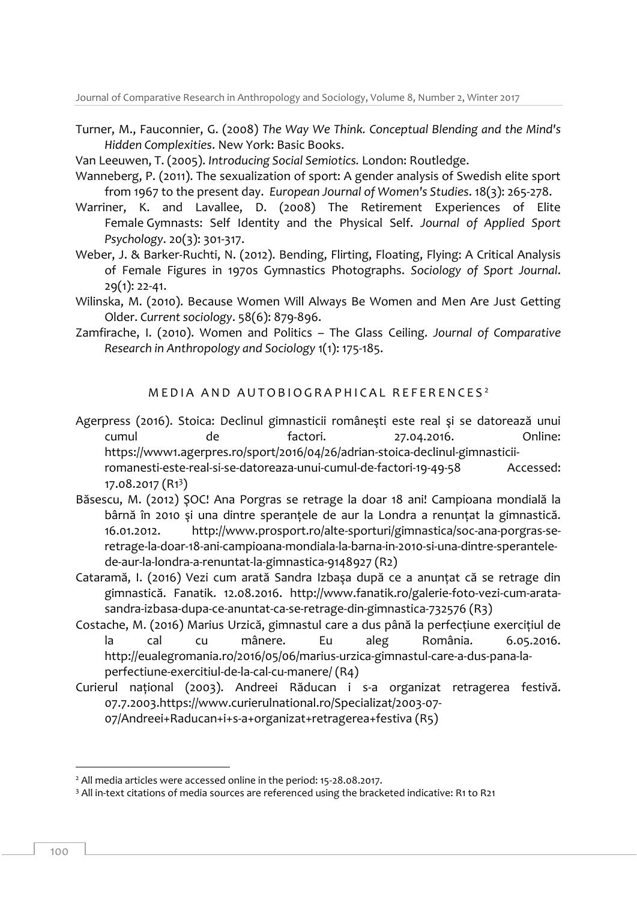Turner, M., Fauconnier, G. (2008) *The Way We Think. Conceptual Blending and the Mind's Hidden Complexities*. New York: Basic Books.

Van Leeuwen, T. (2005). *Introducing Social Semiotics.* London: Routledge.

Wanneberg, P. (2011). The sexualization of sport: A gender analysis of Swedish elite sport from 1967 to the present day. *European Journal of Women's Studies*. 18(3): 265-278.

Warriner, K. and Lavallee, D. (2008) The Retirement Experiences of Elite Female Gymnasts: Self Identity and the Physical Self. *Journal of Applied Sport Psychology*. 20(3): 301-317.

Weber, J. & Barker-Ruchti, N. (2012). Bending, Flirting, Floating, Flying: A Critical Analysis of Female Figures in 1970s Gymnastics Photographs. *Sociology of Sport Journal*. 29(1): 22-41.

Wilinska, M. (2010). Because Women Will Always Be Women and Men Are Just Getting Older. *Current sociology*. 58(6): 879-896.

Zamfirache, I. (2010). Women and Politics – The Glass Ceiling. *Journal of Comparative Research in Anthropology and Sociology* 1(1): 175-185.

## MEDIA AND AUTOBIOGRAPHICAL REFERENCES[2]

Agerpress (2016). Stoica: Declinul gimnasticii româneşti este real şi se datorează unui cumul de factori. 27.04.2016. Online: https://www1.agerpres.ro/sport/2016/04/26/adrian-stoica-declinul-gimnasticii-romanesti-este-real-si-se-datoreaza-unui-cumul-de-factori-19-49-58 Accessed: 17.08.2017 (R1[3])

Băsescu, M. (2012) ŞOC! Ana Porgras se retrage la doar 18 ani! Campioana mondială la bârnă în 2010 şi una dintre speranțele de aur la Londra a renunțat la gimnastică. 16.01.2012. http://www.prosport.ro/alte-sporturi/gimnastica/soc-ana-porgras-se-retrage-la-doar-18-ani-campioana-mondiala-la-barna-in-2010-si-una-dintre-sperantele-de-aur-la-londra-a-renuntat-la-gimnastica-9148927 (R2)

Cataramă, I. (2016) Vezi cum arată Sandra Izbaşa după ce a anunțat că se retrage din gimnastică. Fanatik. 12.08.2016. http://www.fanatik.ro/galerie-foto-vezi-cum-arata-sandra-izbasa-dupa-ce-anuntat-ca-se-retrage-din-gimnastica-732576 (R3)

Costache, M. (2016) Marius Urzică, gimnastul care a dus până la perfecțiune exercițiul de la cal cu mânere. Eu aleg România. 6.05.2016. http://eualegromania.ro/2016/05/06/marius-urzica-gimnastul-care-a-dus-pana-la-perfectiune-exercitiul-de-la-cal-cu-manere/ (R4)

Curierul național (2003). Andreei Răducan i s-a organizat retragerea festivă. 07.7.2003.https://www.curierulnational.ro/Specializat/2003-07-07/Andreei+Raducan+i+s-a+organizat+retragerea+festiva (R5)

---

[2] All media articles were accessed online in the period: 15-28.08.2017.

[3] All in-text citations of media sources are referenced using the bracketed indicative: R1 to R21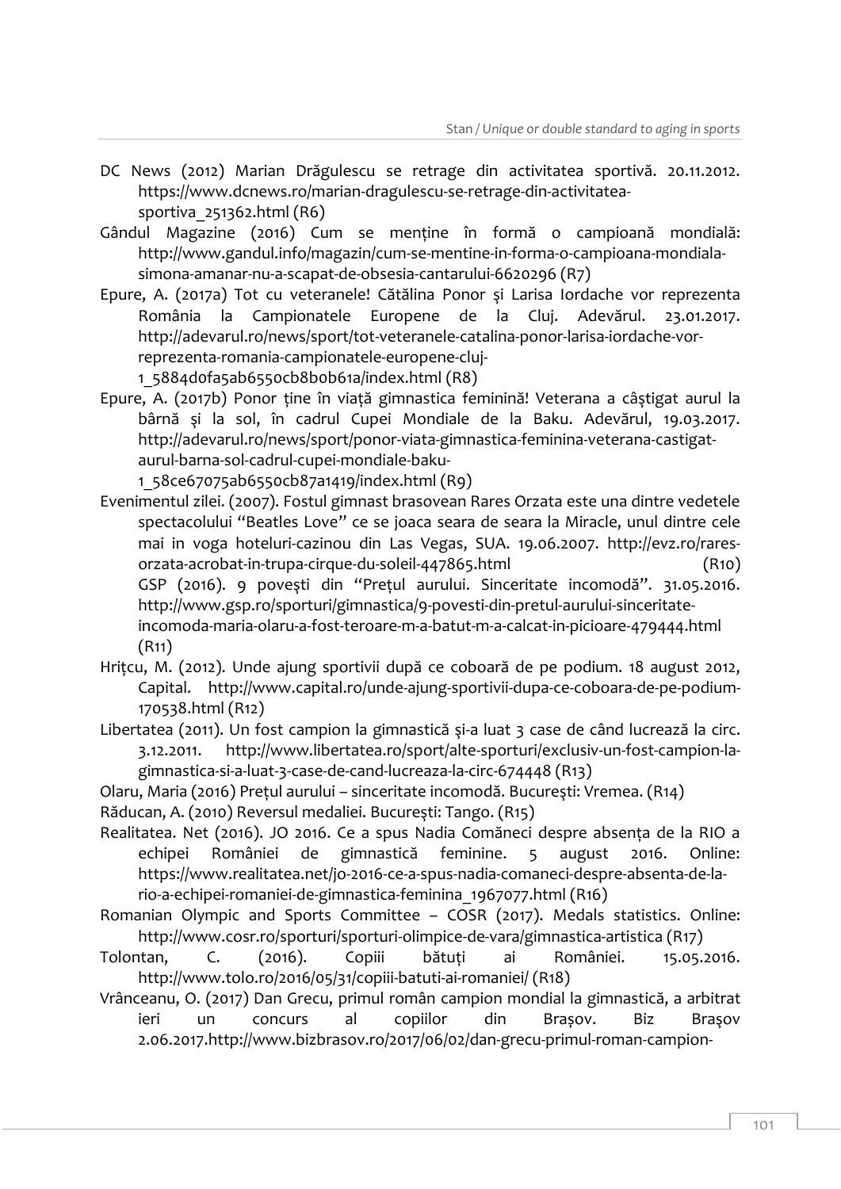DC News (2012) Marian Drăgulescu se retrage din activitatea sportivă. 20.11.2012. https://www.dcnews.ro/marian-dragulescu-se-retrage-din-activitatea-sportiva_251362.html (R6)

Gândul Magazine (2016) Cum se menține în formă o campioană mondială: http://www.gandul.info/magazin/cum-se-mentine-in-forma-o-campioana-mondiala-simona-amanar-nu-a-scapat-de-obsesia-cantarului-6620296 (R7)

Epure, A. (2017a) Tot cu veteranele! Cătălina Ponor şi Larisa Iordache vor reprezenta România la Campionatele Europene de la Cluj. Adevărul. 23.01.2017. http://adevarul.ro/news/sport/tot-veteranele-catalina-ponor-larisa-iordache-vor-reprezenta-romania-campionatele-europene-cluj-1_5884d0fa5ab6550cb8b0b61a/index.html (R8)

Epure, A. (2017b) Ponor ține în viață gimnastica feminină! Veterana a câştigat aurul la bârnă şi la sol, în cadrul Cupei Mondiale de la Baku. Adevărul, 19.03.2017. http://adevarul.ro/news/sport/ponor-viata-gimnastica-feminina-veterana-castigat-aurul-barna-sol-cadrul-cupei-mondiale-baku-1_58ce67075ab6550cb87a1419/index.html (R9)

Evenimentul zilei. (2007). Fostul gimnast brasovean Rares Orzata este una dintre vedetele spectacolului "Beatles Love" ce se joaca seara de seara la Miracle, unul dintre cele mai in voga hoteluri-cazinou din Las Vegas, SUA. 19.06.2007. http://evz.ro/rares-orzata-acrobat-in-trupa-cirque-du-soleil-447865.html (R10)

GSP (2016). 9 poveşti din "Prețul aurului. Sinceritate incomodă". 31.05.2016. http://www.gsp.ro/sporturi/gimnastica/9-povesti-din-pretul-aurului-sinceritate-incomoda-maria-olaru-a-fost-teroare-m-a-batut-m-a-calcat-in-picioare-479444.html (R11)

Hrițcu, M. (2012). Unde ajung sportivii după ce coboară de pe podium. 18 august 2012, Capital. http://www.capital.ro/unde-ajung-sportivii-dupa-ce-coboara-de-pe-podium-170538.html (R12)

Libertatea (2011). Un fost campion la gimnastică şi-a luat 3 case de când lucrează la circ. 3.12.2011. http://www.libertatea.ro/sport/alte-sporturi/exclusiv-un-fost-campion-la-gimnastica-si-a-luat-3-case-de-cand-lucreaza-la-circ-674448 (R13)

Olaru, Maria (2016) Prețul aurului – sinceritate incomodă. Bucureşti: Vremea. (R14)

Răducan, A. (2010) Reversul medaliei. Bucureşti: Tango. (R15)

Realitatea. Net (2016). JO 2016. Ce a spus Nadia Comăneci despre absența de la RIO a echipei României de gimnastică feminine. 5 august 2016. Online: https://www.realitatea.net/jo-2016-ce-a-spus-nadia-comaneci-despre-absenta-de-la-rio-a-echipei-romaniei-de-gimnastica-feminina_1967077.html (R16)

Romanian Olympic and Sports Committee – COSR (2017). Medals statistics. Online: http://www.cosr.ro/sporturi/sporturi-olimpice-de-vara/gimnastica-artistica (R17)

Tolontan, C. (2016). Copiii bătuți ai României. 15.05.2016. http://www.tolo.ro/2016/05/31/copiii-batuti-ai-romaniei/ (R18)

Vrânceanu, O. (2017) Dan Grecu, primul român campion mondial la gimnastică, a arbitrat ieri un concurs al copiilor din Braşov. Biz Braşov 2.06.2017.http://www.bizbrasov.ro/2017/06/02/dan-grecu-primul-roman-campion-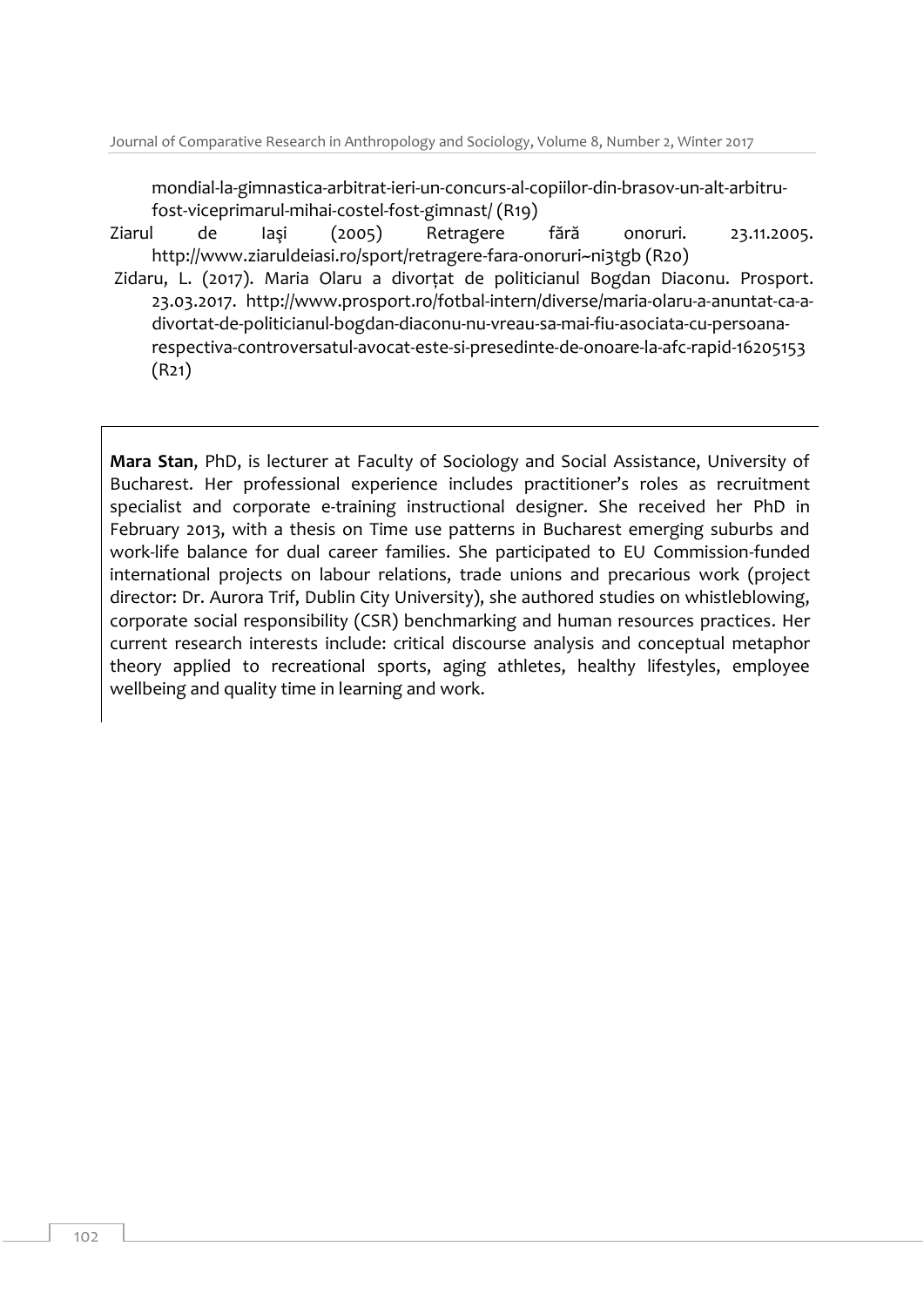mondial-la-gimnastica-arbitrat-ieri-un-concurs-al-copiilor-din-brasov-un-alt-arbitru-fost-viceprimarul-mihai-costel-fost-gimnast/ (R19)

Ziarul de Iași (2005) Retragere fără onoruri. 23.11.2005. http://www.ziaruldeiasi.ro/sport/retragere-fara-onoruri~ni3tgb (R20)

Zidaru, L. (2017). Maria Olaru a divorțat de politicianul Bogdan Diaconu. Prosport. 23.03.2017. http://www.prosport.ro/fotbal-intern/diverse/maria-olaru-a-anuntat-ca-a-divortat-de-politicianul-bogdan-diaconu-nu-vreau-sa-mai-fiu-asociata-cu-persoana-respectiva-controversatul-avocat-este-si-presedinte-de-onoare-la-afc-rapid-16205153 (R21)

**Mara Stan**, PhD, is lecturer at Faculty of Sociology and Social Assistance, University of Bucharest. Her professional experience includes practitioner's roles as recruitment specialist and corporate e-training instructional designer. She received her PhD in February 2013, with a thesis on Time use patterns in Bucharest emerging suburbs and work-life balance for dual career families. She participated to EU Commission-funded international projects on labour relations, trade unions and precarious work (project director: Dr. Aurora Trif, Dublin City University), she authored studies on whistleblowing, corporate social responsibility (CSR) benchmarking and human resources practices. Her current research interests include: critical discourse analysis and conceptual metaphor theory applied to recreational sports, aging athletes, healthy lifestyles, employee wellbeing and quality time in learning and work.